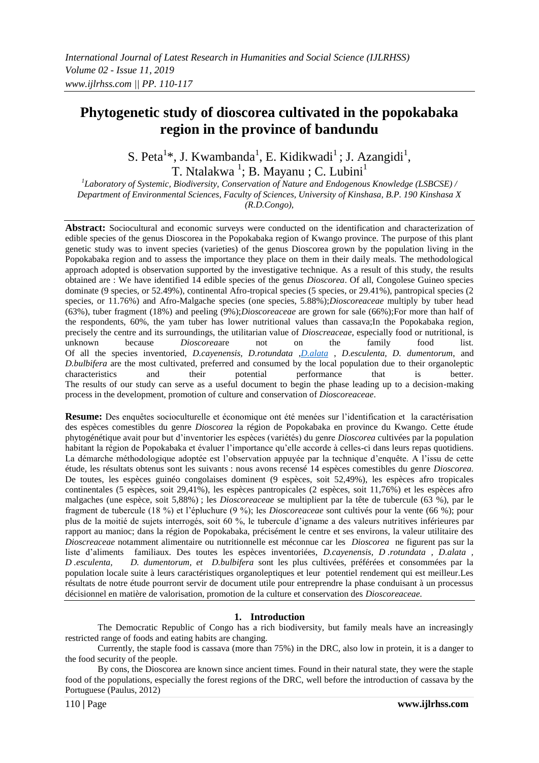# Phytogenetic study of dioscorea cultivated in the popokabaka region in the province of bandundu

S. Peta[1]*, J. Kwambanda[1], E. Kidikwadi[1] ; J. Azangidi[1], T. Ntalakwa [1]; B. Mayanu ; C. Lubini[1]

[1]Laboratory of Systemic, Biodiversity, Conservation of Nature and Endogenous Knowledge (LSBCSE) / Department of Environmental Sciences, Faculty of Sciences, University of Kinshasa, B.P. 190 Kinshasa X (R.D.Congo),

**Abstract:** Sociocultural and economic surveys were conducted on the identification and characterization of edible species of the genus Dioscorea in the Popokabaka region of Kwango province. The purpose of this plant genetic study was to invent species (varieties) of the genus Dioscorea grown by the population living in the Popokabaka region and to assess the importance they place on them in their daily meals. The methodological approach adopted is observation supported by the investigative technique. As a result of this study, the results obtained are : We have identified 14 edible species of the genus *Dioscorea*. Of all, Congolese Guineo species dominate (9 species, or 52.49%), continental Afro-tropical species (5 species, or 29.41%), pantropical species (2 species, or 11.76%) and Afro-Malgache species (one species, 5.88%);*Dioscoreaceae* multiply by tuber head (63%), tuber fragment (18%) and peeling (9%);*Dioscoreaceae* are grown for sale (66%);For more than half of the respondents, 60%, the yam tuber has lower nutritional values than cassava;In the Popokabaka region, precisely the centre and its surroundings, the utilitarian value of *Dioscreaceae*, especially food or nutritional, is unknown because *Dioscorea*are not on the family food list.
Of all the species inventoried, *D.cayenensis*, *D.rotundata* ,*D.alata* , *D.esculenta*, *D. dumentorum*, and *D.bulbifera* are the most cultivated, preferred and consumed by the local population due to their organoleptic characteristics and their potential performance that is better.
The results of our study can serve as a useful document to begin the phase leading up to a decision-making process in the development, promotion of culture and conservation of *Dioscoreaceae*.

**Resume:** Des enquêtes socioculturelle et économique ont été menées sur l'identification et la caractérisation des espèces comestibles du genre *Dioscorea* la région de Popokabaka en province du Kwango. Cette étude phytogénétique avait pour but d'inventorier les espèces (variétés) du genre *Dioscorea* cultivées par la population habitant la région de Popokabaka et évaluer l'importance qu'elle accorde à celles-ci dans leurs repas quotidiens. La démarche méthodologique adoptée est l'observation appuyée par la technique d'enquête. A l'issu de cette étude, les résultats obtenus sont les suivants : nous avons recensé 14 espèces comestibles du genre *Dioscorea*. De toutes, les espèces guinéo congolaises dominent (9 espèces, soit 52,49%), les espèces afro tropicales continentales (5 espèces, soit 29,41%), les espèces pantropicales (2 espèces, soit 11,76%) et les espèces afro malgaches (une espèce, soit 5,88%) ; les *Dioscoreaceae* se multiplient par la tête de tubercule (63 %), par le fragment de tubercule (18 %) et l'épluchure (9 %); les *Dioscoreaceae* sont cultivés pour la vente (66 %); pour plus de la moitié de sujets interrogés, soit 60 %, le tubercule d'igname a des valeurs nutritives inférieures par rapport au manioc; dans la région de Popokabaka, précisément le centre et ses environs, la valeur utilitaire des *Dioscreaceae* notamment alimentaire ou nutritionnelle est méconnue car les *Dioscorea* ne figurent pas sur la liste d'aliments familiaux. Des toutes les espèces inventoriées, *D.cayenensis, D .rotundata , D.alata , D .esculenta, D. dumentorum, et D.bulbifera* sont les plus cultivées, préférées et consommées par la population locale suite à leurs caractéristiques organoleptiques et leur potentiel rendement qui est meilleur.Les résultats de notre étude pourront servir de document utile pour entreprendre la phase conduisant à un processus décisionnel en matière de valorisation, promotion de la culture et conservation des *Dioscoreaceae.*

## 1. Introduction

The Democratic Republic of Congo has a rich biodiversity, but family meals have an increasingly restricted range of foods and eating habits are changing.

Currently, the staple food is cassava (more than 75%) in the DRC, also low in protein, it is a danger to the food security of the people.

By cons, the Dioscorea are known since ancient times. Found in their natural state, they were the staple food of the populations, especially the forest regions of the DRC, well before the introduction of cassava by the Portuguese (Paulus, 2012)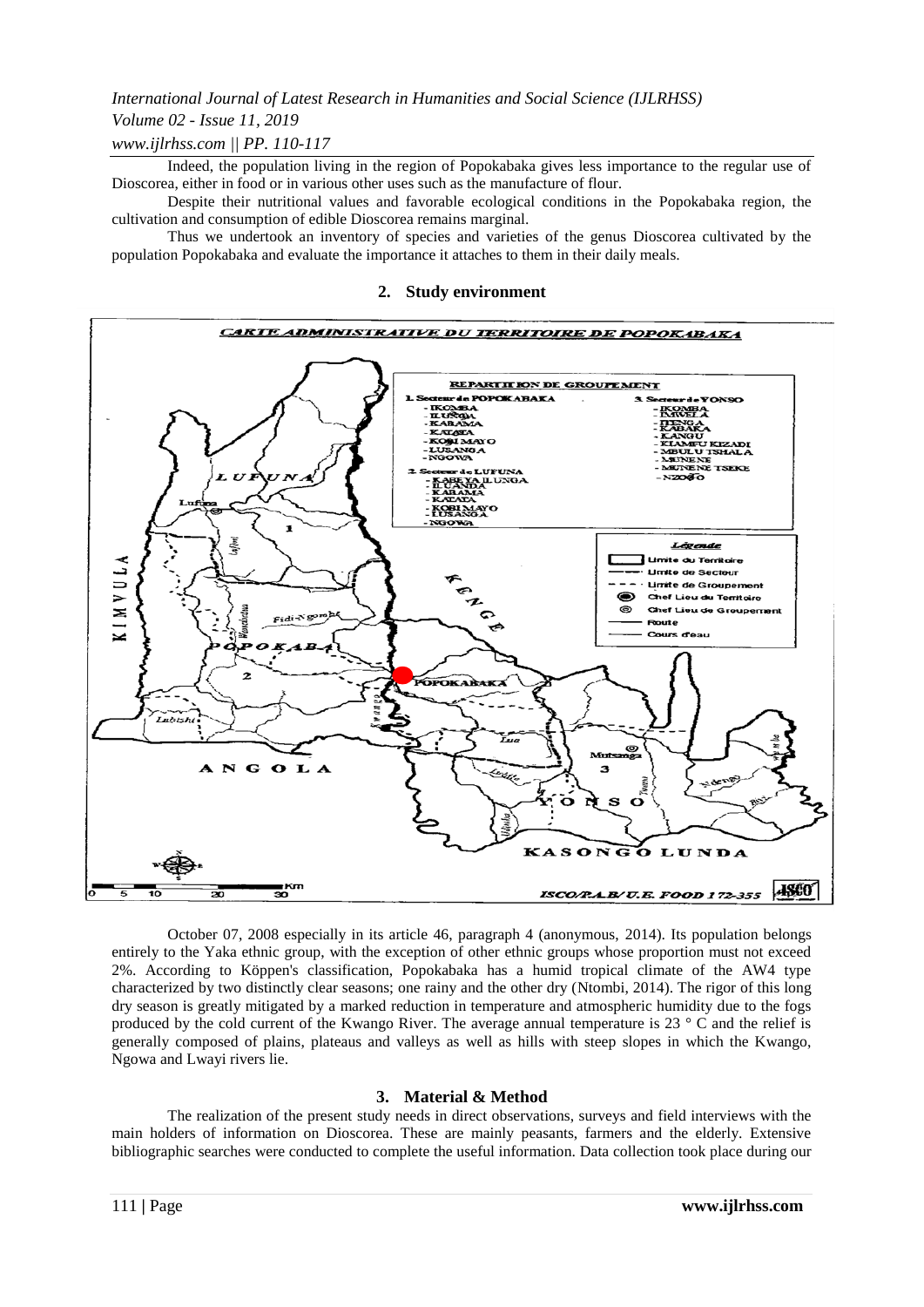Indeed, the population living in the region of Popokabaka gives less importance to the regular use of Dioscorea, either in food or in various other uses such as the manufacture of flour.

Despite their nutritional values and favorable ecological conditions in the Popokabaka region, the cultivation and consumption of edible Dioscorea remains marginal.

Thus we undertook an inventory of species and varieties of the genus Dioscorea cultivated by the population Popokabaka and evaluate the importance it attaches to them in their daily meals.

## 2. Study environment

October 07, 2008 especially in its article 46, paragraph 4 (anonymous, 2014). Its population belongs entirely to the Yaka ethnic group, with the exception of other ethnic groups whose proportion must not exceed 2%. According to Köppen's classification, Popokabaka has a humid tropical climate of the AW4 type characterized by two distinctly clear seasons; one rainy and the other dry (Ntombi, 2014). The rigor of this long dry season is greatly mitigated by a marked reduction in temperature and atmospheric humidity due to the fogs produced by the cold current of the Kwango River. The average annual temperature is 23 ° C and the relief is generally composed of plains, plateaus and valleys as well as hills with steep slopes in which the Kwango, Ngowa and Lwayi rivers lie.

## 3. Material & Method

The realization of the present study needs in direct observations, surveys and field interviews with the main holders of information on Dioscorea. These are mainly peasants, farmers and the elderly. Extensive bibliographic searches were conducted to complete the useful information. Data collection took place during our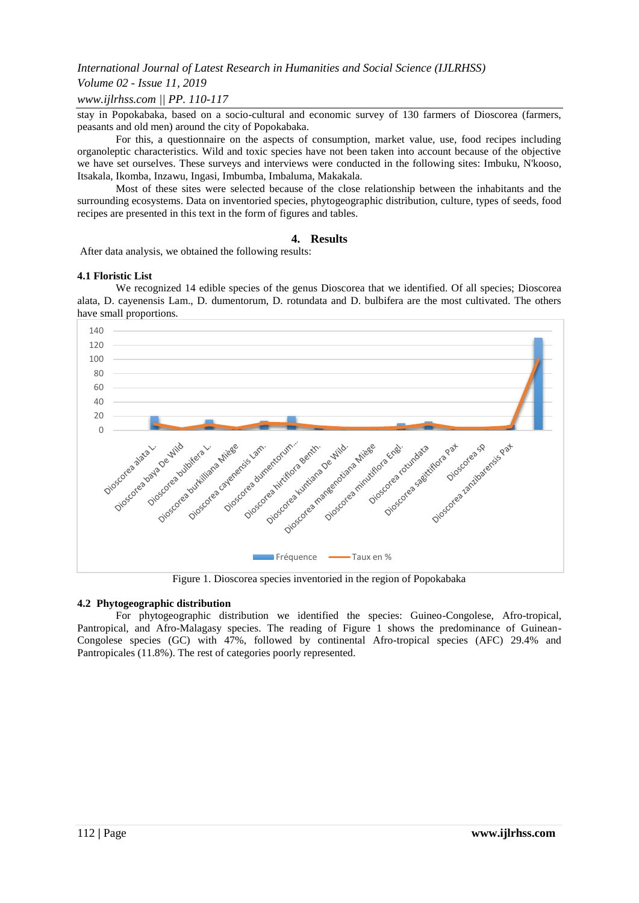stay in Popokabaka, based on a socio-cultural and economic survey of 130 farmers of Dioscorea (farmers, peasants and old men) around the city of Popokabaka.

For this, a questionnaire on the aspects of consumption, market value, use, food recipes including organoleptic characteristics. Wild and toxic species have not been taken into account because of the objective we have set ourselves. These surveys and interviews were conducted in the following sites: Imbuku, N'kooso, Itsakala, Ikomba, Inzawu, Ingasi, Imbumba, Imbaluma, Makakala.

Most of these sites were selected because of the close relationship between the inhabitants and the surrounding ecosystems. Data on inventoried species, phytogeographic distribution, culture, types of seeds, food recipes are presented in this text in the form of figures and tables.

## 4. Results

After data analysis, we obtained the following results:

### 4.1 Floristic List

We recognized 14 edible species of the genus Dioscorea that we identified. Of all species; Dioscorea alata, D. cayenensis Lam., D. dumentorum, D. rotundata and D. bulbifera are the most cultivated. The others have small proportions.

Figure 1. Dioscorea species inventoried in the region of Popokabaka

### 4.2 Phytogeographic distribution

For phytogeographic distribution we identified the species: Guineo-Congolese, Afro-tropical, Pantropical, and Afro-Malagasy species. The reading of Figure 1 shows the predominance of Guinean-Congolese species (GC) with 47%, followed by continental Afro-tropical species (AFC) 29.4% and Pantropicales (11.8%). The rest of categories poorly represented.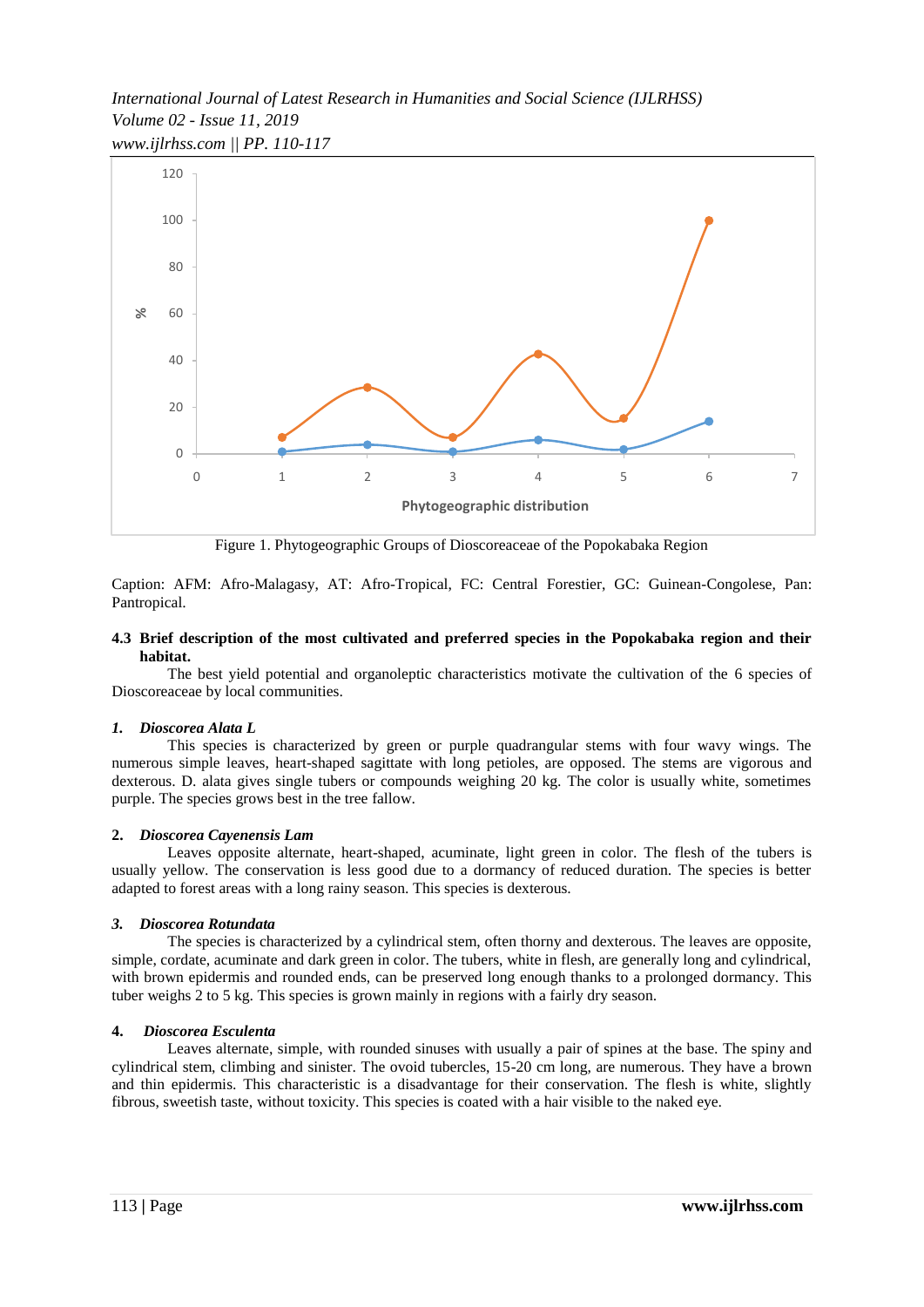Figure 1. Phytogeographic Groups of Dioscoreaceae of the Popokabaka Region

Caption: AFM: Afro-Malagasy, AT: Afro-Tropical, FC: Central Forestier, GC: Guinean-Congolese, Pan: Pantropical.

### 4.3 Brief description of the most cultivated and preferred species in the Popokabaka region and their habitat.

The best yield potential and organoleptic characteristics motivate the cultivation of the 6 species of Dioscoreaceae by local communities.

#### 1. *Dioscorea Alata L*

This species is characterized by green or purple quadrangular stems with four wavy wings. The numerous simple leaves, heart-shaped sagittate with long petioles, are opposed. The stems are vigorous and dexterous. D. alata gives single tubers or compounds weighing 20 kg. The color is usually white, sometimes purple. The species grows best in the tree fallow.

#### 2. *Dioscorea Cayenensis Lam*

Leaves opposite alternate, heart-shaped, acuminate, light green in color. The flesh of the tubers is usually yellow. The conservation is less good due to a dormancy of reduced duration. The species is better adapted to forest areas with a long rainy season. This species is dexterous.

#### 3. *Dioscorea Rotundata*

The species is characterized by a cylindrical stem, often thorny and dexterous. The leaves are opposite, simple, cordate, acuminate and dark green in color. The tubers, white in flesh, are generally long and cylindrical, with brown epidermis and rounded ends, can be preserved long enough thanks to a prolonged dormancy. This tuber weighs 2 to 5 kg. This species is grown mainly in regions with a fairly dry season.

#### 4. *Dioscorea Esculenta*

Leaves alternate, simple, with rounded sinuses with usually a pair of spines at the base. The spiny and cylindrical stem, climbing and sinister. The ovoid tubercles, 15-20 cm long, are numerous. They have a brown and thin epidermis. This characteristic is a disadvantage for their conservation. The flesh is white, slightly fibrous, sweetish taste, without toxicity. This species is coated with a hair visible to the naked eye.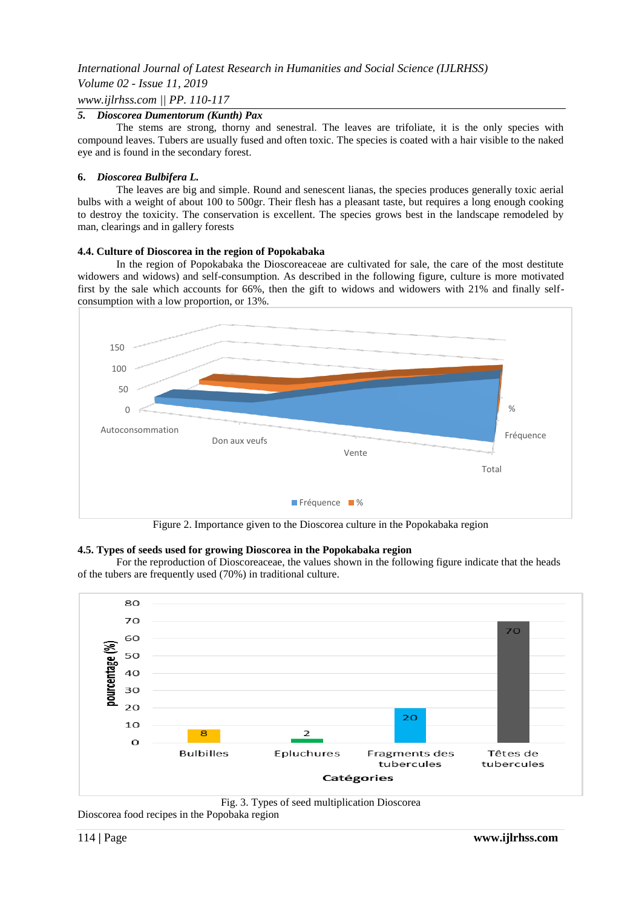### 5. *Dioscorea Dumentorum (Kunth) Pax*

The stems are strong, thorny and senestral. The leaves are trifoliate, it is the only species with compound leaves. Tubers are usually fused and often toxic. The species is coated with a hair visible to the naked eye and is found in the secondary forest.

### 6. *Dioscorea Bulbifera L.*

The leaves are big and simple. Round and senescent lianas, the species produces generally toxic aerial bulbs with a weight of about 100 to 500gr. Their flesh has a pleasant taste, but requires a long enough cooking to destroy the toxicity. The conservation is excellent. The species grows best in the landscape remodeled by man, clearings and in gallery forests

### 4.4. Culture of Dioscorea in the region of Popokabaka

In the region of Popokabaka the Dioscoreaceae are cultivated for sale, the care of the most destitute widowers and widows) and self-consumption. As described in the following figure, culture is more motivated first by the sale which accounts for 66%, then the gift to widows and widowers with 21% and finally self-consumption with a low proportion, or 13%.

Figure 2. Importance given to the Dioscorea culture in the Popokabaka region

### 4.5. Types of seeds used for growing Dioscorea in the Popokabaka region

For the reproduction of Dioscoreaceae, the values shown in the following figure indicate that the heads of the tubers are frequently used (70%) in traditional culture.

Fig. 3. Types of seed multiplication Dioscorea

Dioscorea food recipes in the Popobaka region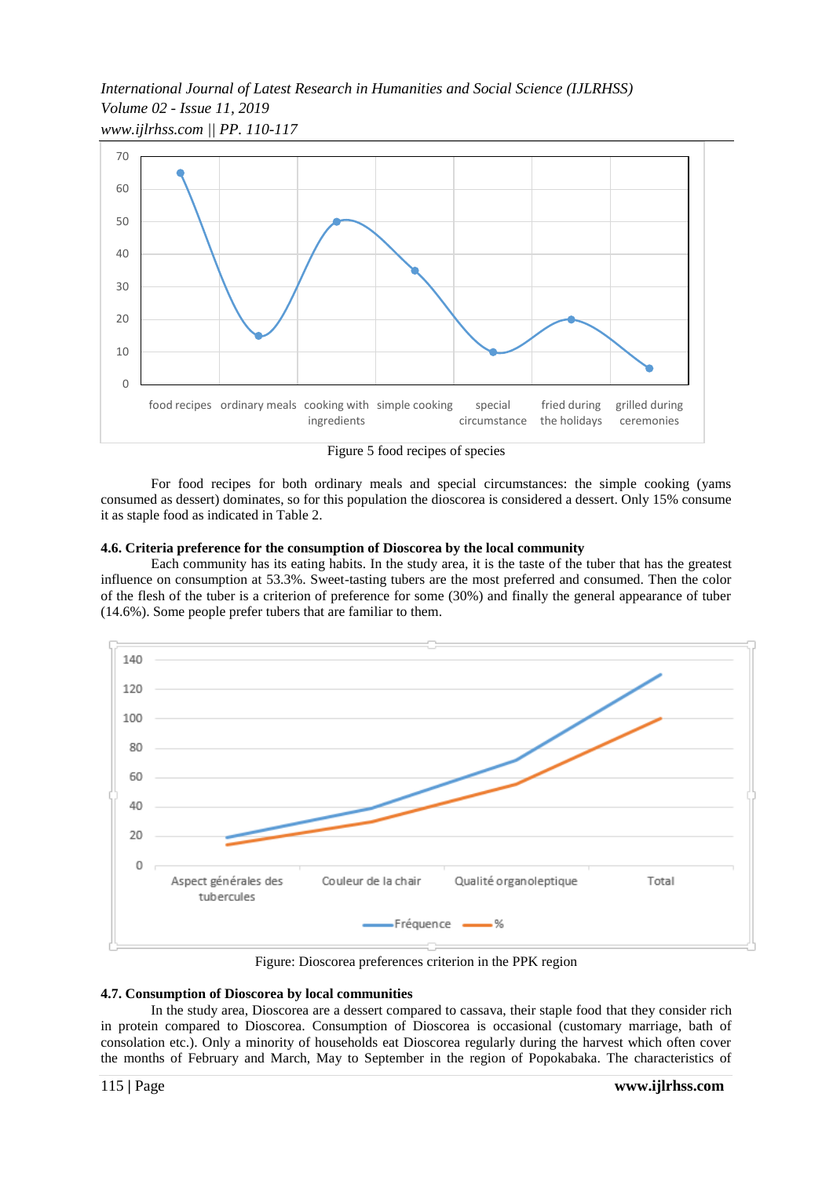Figure 5 food recipes of species

For food recipes for both ordinary meals and special circumstances: the simple cooking (yams consumed as dessert) dominates, so for this population the dioscorea is considered a dessert. Only 15% consume it as staple food as indicated in Table 2.

### 4.6. Criteria preference for the consumption of Dioscorea by the local community

Each community has its eating habits. In the study area, it is the taste of the tuber that has the greatest influence on consumption at 53.3%. Sweet-tasting tubers are the most preferred and consumed. Then the color of the flesh of the tuber is a criterion of preference for some (30%) and finally the general appearance of tuber (14.6%). Some people prefer tubers that are familiar to them.

Figure: Dioscorea preferences criterion in the PPK region

### 4.7. Consumption of Dioscorea by local communities

In the study area, Dioscorea are a dessert compared to cassava, their staple food that they consider rich in protein compared to Dioscorea. Consumption of Dioscorea is occasional (customary marriage, bath of consolation etc.). Only a minority of households eat Dioscorea regularly during the harvest which often cover the months of February and March, May to September in the region of Popokabaka. The characteristics of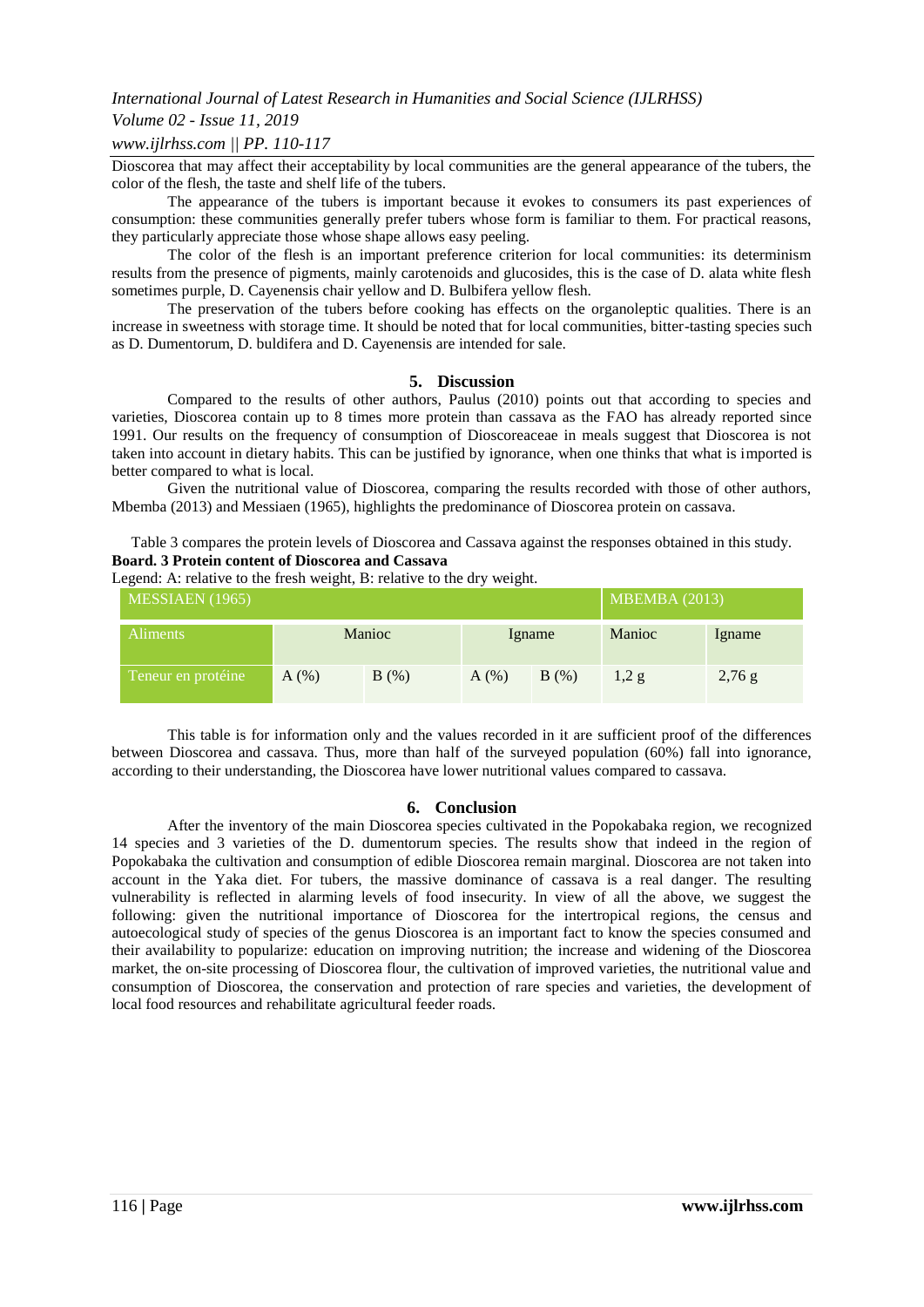Dioscorea that may affect their acceptability by local communities are the general appearance of the tubers, the color of the flesh, the taste and shelf life of the tubers.

The appearance of the tubers is important because it evokes to consumers its past experiences of consumption: these communities generally prefer tubers whose form is familiar to them. For practical reasons, they particularly appreciate those whose shape allows easy peeling.

The color of the flesh is an important preference criterion for local communities: its determinism results from the presence of pigments, mainly carotenoids and glucosides, this is the case of D. alata white flesh sometimes purple, D. Cayenensis chair yellow and D. Bulbifera yellow flesh.

The preservation of the tubers before cooking has effects on the organoleptic qualities. There is an increase in sweetness with storage time. It should be noted that for local communities, bitter-tasting species such as D. Dumentorum, D. buldifera and D. Cayenensis are intended for sale.

## 5. Discussion

Compared to the results of other authors, Paulus (2010) points out that according to species and varieties, Dioscorea contain up to 8 times more protein than cassava as the FAO has already reported since 1991. Our results on the frequency of consumption of Dioscoreaceae in meals suggest that Dioscorea is not taken into account in dietary habits. This can be justified by ignorance, when one thinks that what is imported is better compared to what is local.

Given the nutritional value of Dioscorea, comparing the results recorded with those of other authors, Mbemba (2013) and Messiaen (1965), highlights the predominance of Dioscorea protein on cassava.

Table 3 compares the protein levels of Dioscorea and Cassava against the responses obtained in this study.

**Board. 3 Protein content of Dioscorea and Cassava**

Legend: A: relative to the fresh weight, B: relative to the dry weight.

| MESSIAEN (1965) | | | | | MBEMBA (2013) | |
|---|---|---|---|---|---|---|
| Aliments | Manioc | | Igname | | Manioc | Igname |
| Teneur en protéine | A (%) | B (%) | A (%) | B (%) | 1,2 g | 2,76 g |

This table is for information only and the values recorded in it are sufficient proof of the differences between Dioscorea and cassava. Thus, more than half of the surveyed population (60%) fall into ignorance, according to their understanding, the Dioscorea have lower nutritional values compared to cassava.

## 6. Conclusion

After the inventory of the main Dioscorea species cultivated in the Popokabaka region, we recognized 14 species and 3 varieties of the D. dumentorum species. The results show that indeed in the region of Popokabaka the cultivation and consumption of edible Dioscorea remain marginal. Dioscorea are not taken into account in the Yaka diet. For tubers, the massive dominance of cassava is a real danger. The resulting vulnerability is reflected in alarming levels of food insecurity. In view of all the above, we suggest the following: given the nutritional importance of Dioscorea for the intertropical regions, the census and autoecological study of species of the genus Dioscorea is an important fact to know the species consumed and their availability to popularize: education on improving nutrition; the increase and widening of the Dioscorea market, the on-site processing of Dioscorea flour, the cultivation of improved varieties, the nutritional value and consumption of Dioscorea, the conservation and protection of rare species and varieties, the development of local food resources and rehabilitate agricultural feeder roads.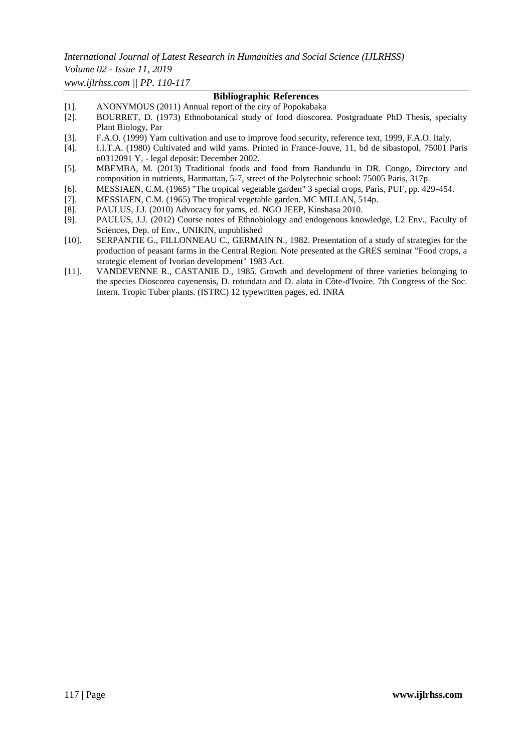## Bibliographic References

[1]. ANONYMOUS (2011) Annual report of the city of Popokabaka

[2]. BOURRET, D. (1973) Ethnobotanical study of food dioscorea. Postgraduate PhD Thesis, specialty Plant Biology, Par

[3]. F.A.O. (1999) Yam cultivation and use to improve food security, reference text, 1999, F.A.O. Italy.

[4]. I.I.T.A. (1980) Cultivated and wild yams. Printed in France-Jouve, 11, bd de sibastopol, 75001 Paris n0312091 Y, - legal deposit: December 2002.

[5]. MBEMBA, M. (2013) Traditional foods and food from Bandundu in DR. Congo, Directory and composition in nutrients, Harmattan, 5-7, street of the Polytechnic school: 75005 Paris, 317p.

[6]. MESSIAEN, C.M. (1965) "The tropical vegetable garden" 3 special crops, Paris, PUF, pp. 429-454.

[7]. MESSIAEN, C.M. (1965) The tropical vegetable garden. MC MILLAN, 514p.

[8]. PAULUS, J.J. (2010) Advocacy for yams, ed. NGO JEEP, Kinshasa 2010.

[9]. PAULUS, J.J. (2012) Course notes of Ethnobiology and endogenous knowledge, L2 Env., Faculty of Sciences, Dep. of Env., UNIKIN, unpublished

[10]. SERPANTIE G., FILLONNEAU C., GERMAIN N., 1982. Presentation of a study of strategies for the production of peasant farms in the Central Region. Note presented at the GRES seminar "Food crops, a strategic element of Ivorian development" 1983 Act.

[11]. VANDEVENNE R., CASTANIE D., 1985. Growth and development of three varieties belonging to the species Dioscorea cayenensis, D. rotundata and D. alata in Côte-d'Ivoire. 7th Congress of the Soc. Intern. Tropic Tuber plants. (ISTRC) 12 typewritten pages, ed. INRA